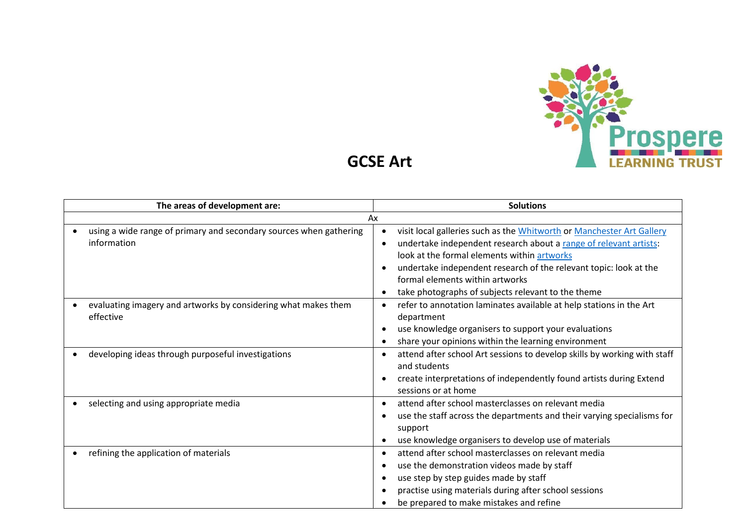# GCSE Art

| The areas of development are: | Solutions |
|---|---|
| Ax | |
| • using a wide range of primary and secondary sources when gathering information | • visit local galleries such as the Whitworth or Manchester Art Gallery<br>• undertake independent research about a range of relevant artists: look at the formal elements within artworks<br>• undertake independent research of the relevant topic: look at the formal elements within artworks<br>• take photographs of subjects relevant to the theme |
| • evaluating imagery and artworks by considering what makes them effective | • refer to annotation laminates available at help stations in the Art department<br>• use knowledge organisers to support your evaluations<br>• share your opinions within the learning environment |
| • developing ideas through purposeful investigations | • attend after school Art sessions to develop skills by working with staff and students<br>• create interpretations of independently found artists during Extend sessions or at home |
| • selecting and using appropriate media | • attend after school masterclasses on relevant media<br>• use the staff across the departments and their varying specialisms for support<br>• use knowledge organisers to develop use of materials |
| • refining the application of materials | • attend after school masterclasses on relevant media<br>• use the demonstration videos made by staff<br>• use step by step guides made by staff<br>• practise using materials during after school sessions<br>• be prepared to make mistakes and refine |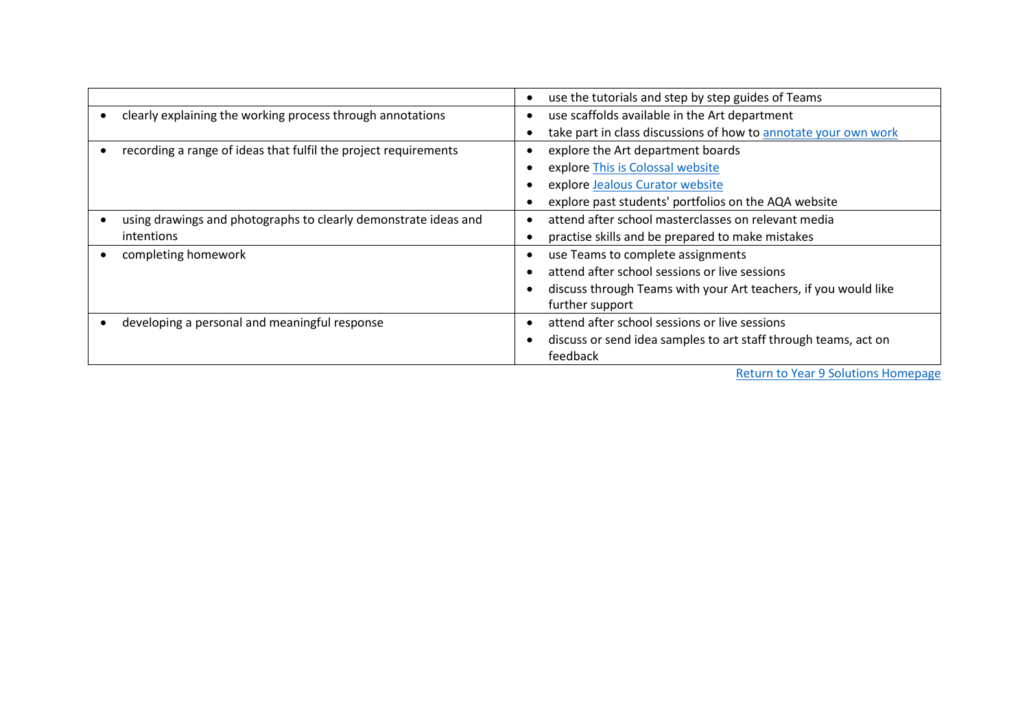| | |
|---|---|
| | • use the tutorials and step by step guides of Teams |
| • clearly explaining the working process through annotations | • use scaffolds available in the Art department<br>• take part in class discussions of how to annotate your own work |
| • recording a range of ideas that fulfil the project requirements | • explore the Art department boards<br>• explore This is Colossal website<br>• explore Jealous Curator website<br>• explore past students' portfolios on the AQA website |
| • using drawings and photographs to clearly demonstrate ideas and intentions | • attend after school masterclasses on relevant media<br>• practise skills and be prepared to make mistakes |
| • completing homework | • use Teams to complete assignments<br>• attend after school sessions or live sessions<br>• discuss through Teams with your Art teachers, if you would like further support |
| • developing a personal and meaningful response | • attend after school sessions or live sessions<br>• discuss or send idea samples to art staff through teams, act on feedback |

Return to Year 9 Solutions Homepage